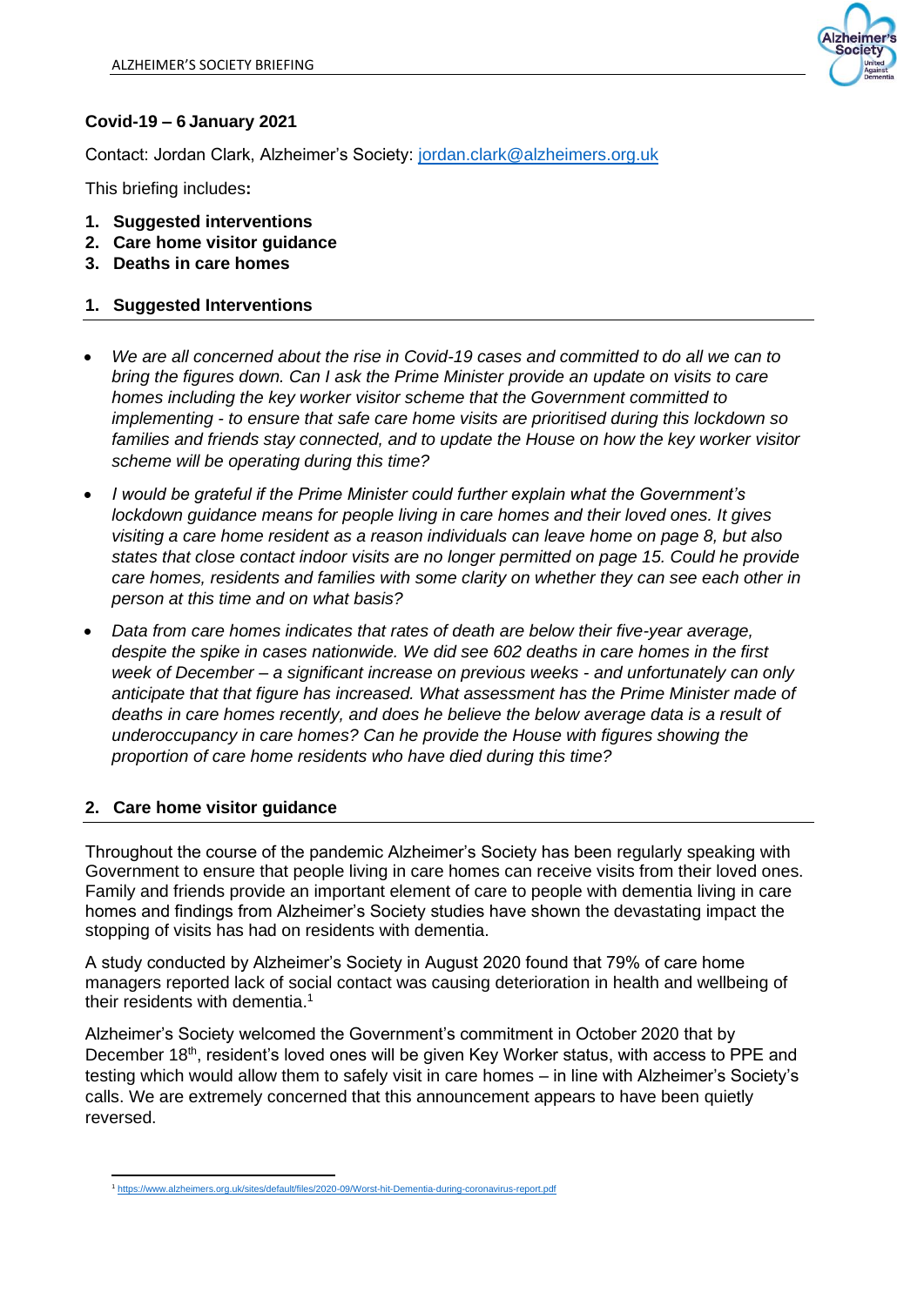**Covid-19 – 6 January 2021**

Contact: Jordan Clark, Alzheimer's Society: jordan.clark@alzheimers.org.uk

This briefing includes**:**

1. **Suggested interventions**
2. **Care home visitor guidance**
3. **Deaths in care homes**

## 1. Suggested Interventions

- *We are all concerned about the rise in Covid-19 cases and committed to do all we can to bring the figures down. Can I ask the Prime Minister provide an update on visits to care homes including the key worker visitor scheme that the Government committed to implementing - to ensure that safe care home visits are prioritised during this lockdown so families and friends stay connected, and to update the House on how the key worker visitor scheme will be operating during this time?*
- *I would be grateful if the Prime Minister could further explain what the Government's lockdown guidance means for people living in care homes and their loved ones. It gives visiting a care home resident as a reason individuals can leave home on page 8, but also states that close contact indoor visits are no longer permitted on page 15. Could he provide care homes, residents and families with some clarity on whether they can see each other in person at this time and on what basis?*
- *Data from care homes indicates that rates of death are below their five-year average, despite the spike in cases nationwide. We did see 602 deaths in care homes in the first week of December – a significant increase on previous weeks - and unfortunately can only anticipate that that figure has increased. What assessment has the Prime Minister made of deaths in care homes recently, and does he believe the below average data is a result of underoccupancy in care homes? Can he provide the House with figures showing the proportion of care home residents who have died during this time?*

## 2. Care home visitor guidance

Throughout the course of the pandemic Alzheimer's Society has been regularly speaking with Government to ensure that people living in care homes can receive visits from their loved ones. Family and friends provide an important element of care to people with dementia living in care homes and findings from Alzheimer's Society studies have shown the devastating impact the stopping of visits has had on residents with dementia.

A study conducted by Alzheimer's Society in August 2020 found that 79% of care home managers reported lack of social contact was causing deterioration in health and wellbeing of their residents with dementia.[1]

Alzheimer's Society welcomed the Government's commitment in October 2020 that by December 18th, resident's loved ones will be given Key Worker status, with access to PPE and testing which would allow them to safely visit in care homes – in line with Alzheimer's Society's calls. We are extremely concerned that this announcement appears to have been quietly reversed.

[1] https://www.alzheimers.org.uk/sites/default/files/2020-09/Worst-hit-Dementia-during-coronavirus-report.pdf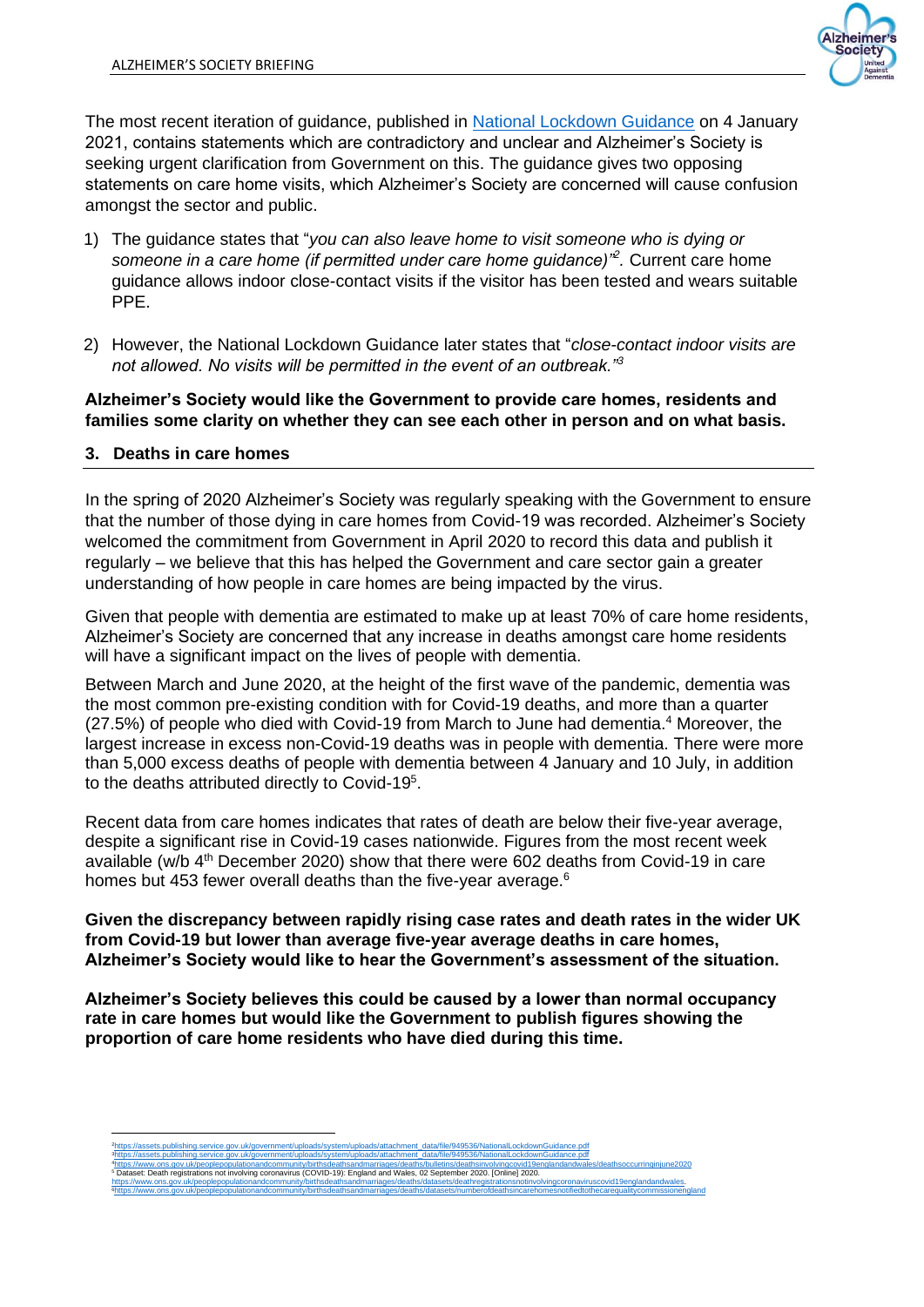The most recent iteration of guidance, published in [National Lockdown Guidance](https://assets.publishing.service.gov.uk/government/uploads/system/uploads/attachment_data/file/949536/NationalLockdownGuidance.pdf) on 4 January 2021, contains statements which are contradictory and unclear and Alzheimer's Society is seeking urgent clarification from Government on this. The guidance gives two opposing statements on care home visits, which Alzheimer's Society are concerned will cause confusion amongst the sector and public.

1) The guidance states that "*you can also leave home to visit someone who is dying or someone in a care home (if permitted under care home guidance)*"[2]. Current care home guidance allows indoor close-contact visits if the visitor has been tested and wears suitable PPE.

2) However, the National Lockdown Guidance later states that "*close-contact indoor visits are not allowed. No visits will be permitted in the event of an outbreak.*"[3]

**Alzheimer's Society would like the Government to provide care homes, residents and families some clarity on whether they can see each other in person and on what basis.**

## 3. Deaths in care homes

In the spring of 2020 Alzheimer's Society was regularly speaking with the Government to ensure that the number of those dying in care homes from Covid-19 was recorded. Alzheimer's Society welcomed the commitment from Government in April 2020 to record this data and publish it regularly – we believe that this has helped the Government and care sector gain a greater understanding of how people in care homes are being impacted by the virus.

Given that people with dementia are estimated to make up at least 70% of care home residents, Alzheimer's Society are concerned that any increase in deaths amongst care home residents will have a significant impact on the lives of people with dementia.

Between March and June 2020, at the height of the first wave of the pandemic, dementia was the most common pre-existing condition with for Covid-19 deaths, and more than a quarter (27.5%) of people who died with Covid-19 from March to June had dementia.[4] Moreover, the largest increase in excess non-Covid-19 deaths was in people with dementia. There were more than 5,000 excess deaths of people with dementia between 4 January and 10 July, in addition to the deaths attributed directly to Covid-19[5].

Recent data from care homes indicates that rates of death are below their five-year average, despite a significant rise in Covid-19 cases nationwide. Figures from the most recent week available (w/b 4th December 2020) show that there were 602 deaths from Covid-19 in care homes but 453 fewer overall deaths than the five-year average.[6]

**Given the discrepancy between rapidly rising case rates and death rates in the wider UK from Covid-19 but lower than average five-year average deaths in care homes, Alzheimer's Society would like to hear the Government's assessment of the situation.**

**Alzheimer's Society believes this could be caused by a lower than normal occupancy rate in care homes but would like the Government to publish figures showing the proportion of care home residents who have died during this time.**

---

[2] https://assets.publishing.service.gov.uk/government/uploads/system/uploads/attachment_data/file/949536/NationalLockdownGuidance.pdf
[3] https://assets.publishing.service.gov.uk/government/uploads/system/uploads/attachment_data/file/949536/NationalLockdownGuidance.pdf
[4] https://www.ons.gov.uk/peoplepopulationandcommunity/birthsdeathsandmarriages/deaths/bulletins/deathsinvolvingcovid19englandandwales/deathsoccurringinjune2020
[5] Dataset: Death registrations not involving coronavirus (COVID-19): England and Wales, 02 September 2020. [Online] 2020. https://www.ons.gov.uk/peoplepopulationandcommunity/birthsdeathsandmarriages/deaths/datasets/deathregistrationsnotinvolvingcoronaviruscovid19englandandwales.
[6] https://www.ons.gov.uk/peoplepopulationandcommunity/birthsdeathsandmarriages/deaths/datasets/numberofdeathsincarehomesnotifiedtothecarequalitycommissionengland